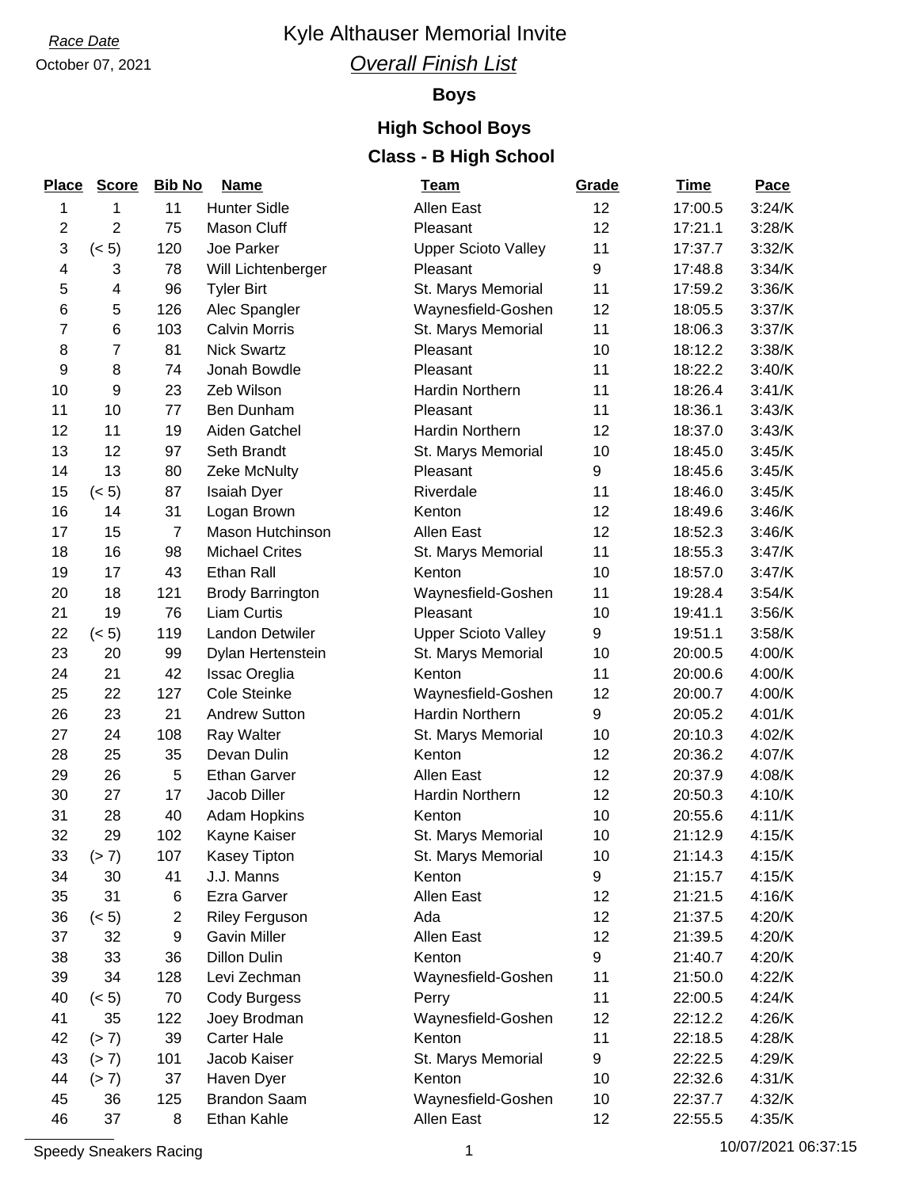*Race Date*

October 07, 2021

# Kyle Althauser Memorial Invite

## *Overall Finish List*

### Boys

### High School Boys

### Class - B High School

| Place | Score | Bib No | Name | Team | Grade | Time | Pace |
|---|---|---|---|---|---|---|---|
| 1 | 1 | 11 | Hunter Sidle | Allen East | 12 | 17:00.5 | 3:24/K |
| 2 | 2 | 75 | Mason Cluff | Pleasant | 12 | 17:21.1 | 3:28/K |
| 3 | (< 5) | 120 | Joe Parker | Upper Scioto Valley | 11 | 17:37.7 | 3:32/K |
| 4 | 3 | 78 | Will Lichtenberger | Pleasant | 9 | 17:48.8 | 3:34/K |
| 5 | 4 | 96 | Tyler Birt | St. Marys Memorial | 11 | 17:59.2 | 3:36/K |
| 6 | 5 | 126 | Alec Spangler | Waynesfield-Goshen | 12 | 18:05.5 | 3:37/K |
| 7 | 6 | 103 | Calvin Morris | St. Marys Memorial | 11 | 18:06.3 | 3:37/K |
| 8 | 7 | 81 | Nick Swartz | Pleasant | 10 | 18:12.2 | 3:38/K |
| 9 | 8 | 74 | Jonah Bowdle | Pleasant | 11 | 18:22.2 | 3:40/K |
| 10 | 9 | 23 | Zeb Wilson | Hardin Northern | 11 | 18:26.4 | 3:41/K |
| 11 | 10 | 77 | Ben Dunham | Pleasant | 11 | 18:36.1 | 3:43/K |
| 12 | 11 | 19 | Aiden Gatchel | Hardin Northern | 12 | 18:37.0 | 3:43/K |
| 13 | 12 | 97 | Seth Brandt | St. Marys Memorial | 10 | 18:45.0 | 3:45/K |
| 14 | 13 | 80 | Zeke McNulty | Pleasant | 9 | 18:45.6 | 3:45/K |
| 15 | (< 5) | 87 | Isaiah Dyer | Riverdale | 11 | 18:46.0 | 3:45/K |
| 16 | 14 | 31 | Logan Brown | Kenton | 12 | 18:49.6 | 3:46/K |
| 17 | 15 | 7 | Mason Hutchinson | Allen East | 12 | 18:52.3 | 3:46/K |
| 18 | 16 | 98 | Michael Crites | St. Marys Memorial | 11 | 18:55.3 | 3:47/K |
| 19 | 17 | 43 | Ethan Rall | Kenton | 10 | 18:57.0 | 3:47/K |
| 20 | 18 | 121 | Brody Barrington | Waynesfield-Goshen | 11 | 19:28.4 | 3:54/K |
| 21 | 19 | 76 | Liam Curtis | Pleasant | 10 | 19:41.1 | 3:56/K |
| 22 | (< 5) | 119 | Landon Detwiler | Upper Scioto Valley | 9 | 19:51.1 | 3:58/K |
| 23 | 20 | 99 | Dylan Hertenstein | St. Marys Memorial | 10 | 20:00.5 | 4:00/K |
| 24 | 21 | 42 | Issac Oreglia | Kenton | 11 | 20:00.6 | 4:00/K |
| 25 | 22 | 127 | Cole Steinke | Waynesfield-Goshen | 12 | 20:00.7 | 4:00/K |
| 26 | 23 | 21 | Andrew Sutton | Hardin Northern | 9 | 20:05.2 | 4:01/K |
| 27 | 24 | 108 | Ray Walter | St. Marys Memorial | 10 | 20:10.3 | 4:02/K |
| 28 | 25 | 35 | Devan Dulin | Kenton | 12 | 20:36.2 | 4:07/K |
| 29 | 26 | 5 | Ethan Garver | Allen East | 12 | 20:37.9 | 4:08/K |
| 30 | 27 | 17 | Jacob Diller | Hardin Northern | 12 | 20:50.3 | 4:10/K |
| 31 | 28 | 40 | Adam Hopkins | Kenton | 10 | 20:55.6 | 4:11/K |
| 32 | 29 | 102 | Kayne Kaiser | St. Marys Memorial | 10 | 21:12.9 | 4:15/K |
| 33 | (> 7) | 107 | Kasey Tipton | St. Marys Memorial | 10 | 21:14.3 | 4:15/K |
| 34 | 30 | 41 | J.J. Manns | Kenton | 9 | 21:15.7 | 4:15/K |
| 35 | 31 | 6 | Ezra Garver | Allen East | 12 | 21:21.5 | 4:16/K |
| 36 | (< 5) | 2 | Riley Ferguson | Ada | 12 | 21:37.5 | 4:20/K |
| 37 | 32 | 9 | Gavin Miller | Allen East | 12 | 21:39.5 | 4:20/K |
| 38 | 33 | 36 | Dillon Dulin | Kenton | 9 | 21:40.7 | 4:20/K |
| 39 | 34 | 128 | Levi Zechman | Waynesfield-Goshen | 11 | 21:50.0 | 4:22/K |
| 40 | (< 5) | 70 | Cody Burgess | Perry | 11 | 22:00.5 | 4:24/K |
| 41 | 35 | 122 | Joey Brodman | Waynesfield-Goshen | 12 | 22:12.2 | 4:26/K |
| 42 | (> 7) | 39 | Carter Hale | Kenton | 11 | 22:18.5 | 4:28/K |
| 43 | (> 7) | 101 | Jacob Kaiser | St. Marys Memorial | 9 | 22:22.5 | 4:29/K |
| 44 | (> 7) | 37 | Haven Dyer | Kenton | 10 | 22:32.6 | 4:31/K |
| 45 | 36 | 125 | Brandon Saam | Waynesfield-Goshen | 10 | 22:37.7 | 4:32/K |
| 46 | 37 | 8 | Ethan Kahle | Allen East | 12 | 22:55.5 | 4:35/K |

Speedy Sneakers Racing

10/07/2021 06:37:15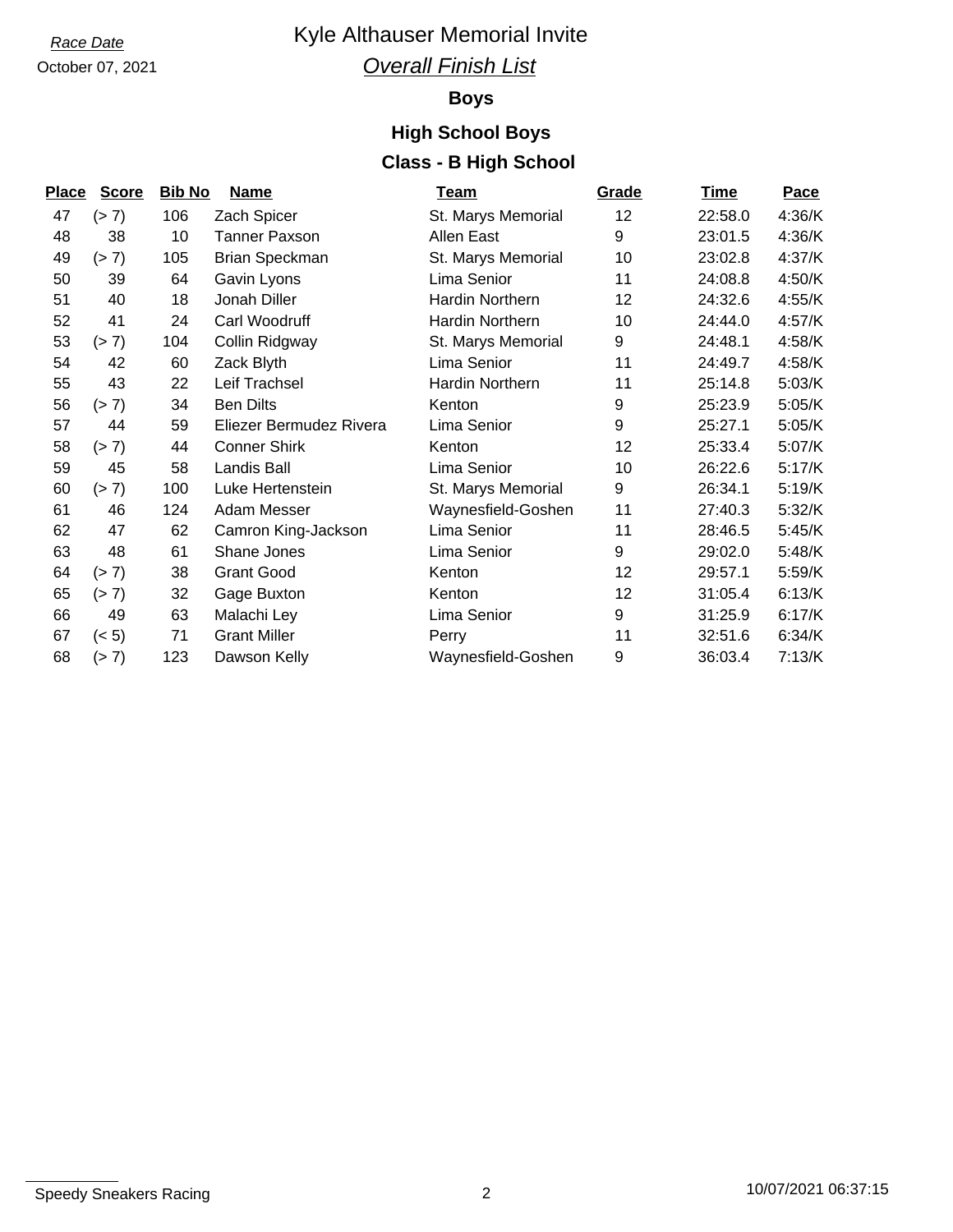*Race Date*

October 07, 2021

# Kyle Althauser Memorial Invite

## *Overall Finish List*

### Boys

### High School Boys

### Class - B High School

| Place | Score | Bib No | Name | Team | Grade | Time | Pace |
|---|---|---|---|---|---|---|---|
| 47 | (> 7) | 106 | Zach Spicer | St. Marys Memorial | 12 | 22:58.0 | 4:36/K |
| 48 | 38 | 10 | Tanner Paxson | Allen East | 9 | 23:01.5 | 4:36/K |
| 49 | (> 7) | 105 | Brian Speckman | St. Marys Memorial | 10 | 23:02.8 | 4:37/K |
| 50 | 39 | 64 | Gavin Lyons | Lima Senior | 11 | 24:08.8 | 4:50/K |
| 51 | 40 | 18 | Jonah Diller | Hardin Northern | 12 | 24:32.6 | 4:55/K |
| 52 | 41 | 24 | Carl Woodruff | Hardin Northern | 10 | 24:44.0 | 4:57/K |
| 53 | (> 7) | 104 | Collin Ridgway | St. Marys Memorial | 9 | 24:48.1 | 4:58/K |
| 54 | 42 | 60 | Zack Blyth | Lima Senior | 11 | 24:49.7 | 4:58/K |
| 55 | 43 | 22 | Leif Trachsel | Hardin Northern | 11 | 25:14.8 | 5:03/K |
| 56 | (> 7) | 34 | Ben Dilts | Kenton | 9 | 25:23.9 | 5:05/K |
| 57 | 44 | 59 | Eliezer Bermudez Rivera | Lima Senior | 9 | 25:27.1 | 5:05/K |
| 58 | (> 7) | 44 | Conner Shirk | Kenton | 12 | 25:33.4 | 5:07/K |
| 59 | 45 | 58 | Landis Ball | Lima Senior | 10 | 26:22.6 | 5:17/K |
| 60 | (> 7) | 100 | Luke Hertenstein | St. Marys Memorial | 9 | 26:34.1 | 5:19/K |
| 61 | 46 | 124 | Adam Messer | Waynesfield-Goshen | 11 | 27:40.3 | 5:32/K |
| 62 | 47 | 62 | Camron King-Jackson | Lima Senior | 11 | 28:46.5 | 5:45/K |
| 63 | 48 | 61 | Shane Jones | Lima Senior | 9 | 29:02.0 | 5:48/K |
| 64 | (> 7) | 38 | Grant Good | Kenton | 12 | 29:57.1 | 5:59/K |
| 65 | (> 7) | 32 | Gage Buxton | Kenton | 12 | 31:05.4 | 6:13/K |
| 66 | 49 | 63 | Malachi Ley | Lima Senior | 9 | 31:25.9 | 6:17/K |
| 67 | (< 5) | 71 | Grant Miller | Perry | 11 | 32:51.6 | 6:34/K |
| 68 | (> 7) | 123 | Dawson Kelly | Waynesfield-Goshen | 9 | 36:03.4 | 7:13/K |

Speedy Sneakers Racing

10/07/2021 06:37:15